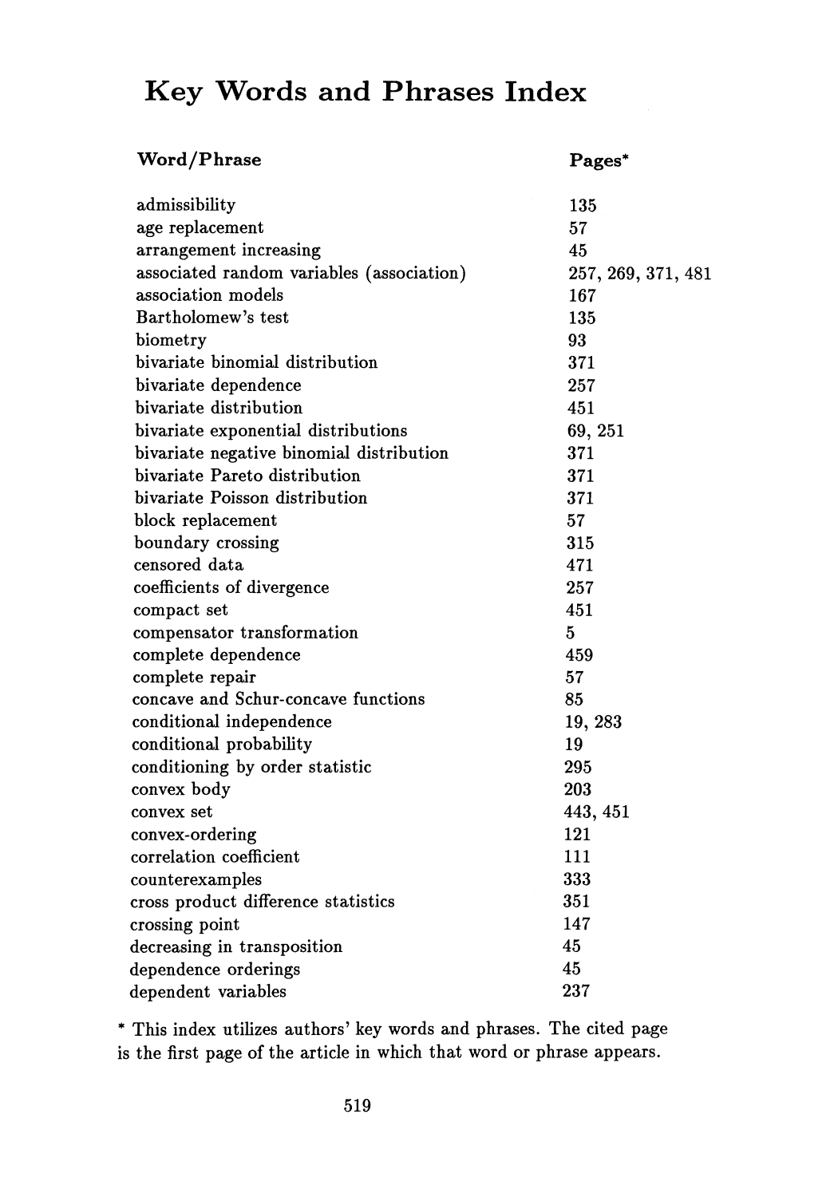# Key Words and Phrases Index

| Word/Phrase | Pages* |
|---|---|
| admissibility | 135 |
| age replacement | 57 |
| arrangement increasing | 45 |
| associated random variables (association) | 257, 269, 371, 481 |
| association models | 167 |
| Bartholomew's test | 135 |
| biometry | 93 |
| bivariate binomial distribution | 371 |
| bivariate dependence | 257 |
| bivariate distribution | 451 |
| bivariate exponential distributions | 69, 251 |
| bivariate negative binomial distribution | 371 |
| bivariate Pareto distribution | 371 |
| bivariate Poisson distribution | 371 |
| block replacement | 57 |
| boundary crossing | 315 |
| censored data | 471 |
| coefficients of divergence | 257 |
| compact set | 451 |
| compensator transformation | 5 |
| complete dependence | 459 |
| complete repair | 57 |
| concave and Schur-concave functions | 85 |
| conditional independence | 19, 283 |
| conditional probability | 19 |
| conditioning by order statistic | 295 |
| convex body | 203 |
| convex set | 443, 451 |
| convex-ordering | 121 |
| correlation coefficient | 111 |
| counterexamples | 333 |
| cross product difference statistics | 351 |
| crossing point | 147 |
| decreasing in transposition | 45 |
| dependence orderings | 45 |
| dependent variables | 237 |

* This index utilizes authors' key words and phrases. The cited page is the first page of the article in which that word or phrase appears.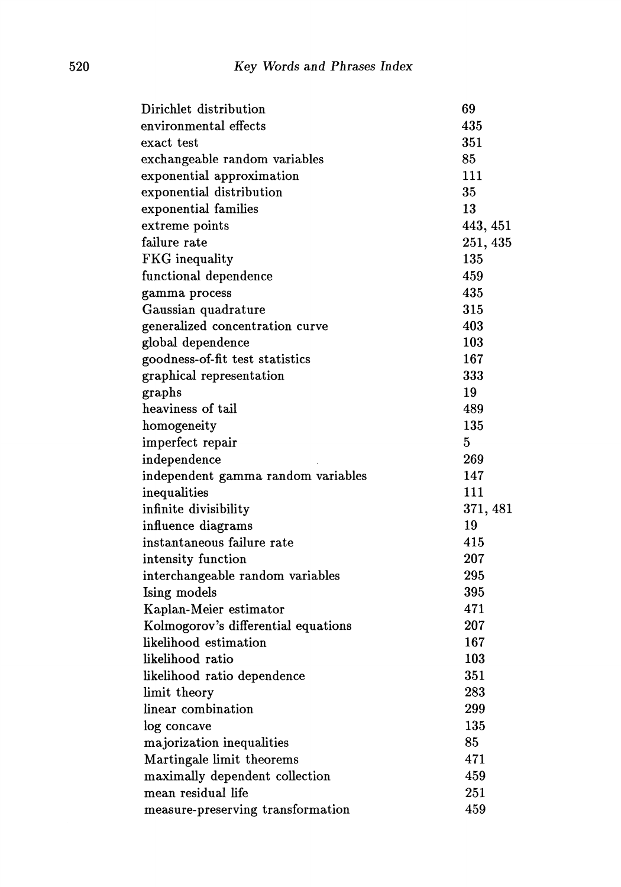| | |
|---|---|
| Dirichlet distribution | 69 |
| environmental effects | 435 |
| exact test | 351 |
| exchangeable random variables | 85 |
| exponential approximation | 111 |
| exponential distribution | 35 |
| exponential families | 13 |
| extreme points | 443, 451 |
| failure rate | 251, 435 |
| FKG inequality | 135 |
| functional dependence | 459 |
| gamma process | 435 |
| Gaussian quadrature | 315 |
| generalized concentration curve | 403 |
| global dependence | 103 |
| goodness-of-fit test statistics | 167 |
| graphical representation | 333 |
| graphs | 19 |
| heaviness of tail | 489 |
| homogeneity | 135 |
| imperfect repair | 5 |
| independence | 269 |
| independent gamma random variables | 147 |
| inequalities | 111 |
| infinite divisibility | 371, 481 |
| influence diagrams | 19 |
| instantaneous failure rate | 415 |
| intensity function | 207 |
| interchangeable random variables | 295 |
| Ising models | 395 |
| Kaplan-Meier estimator | 471 |
| Kolmogorov's differential equations | 207 |
| likelihood estimation | 167 |
| likelihood ratio | 103 |
| likelihood ratio dependence | 351 |
| limit theory | 283 |
| linear combination | 299 |
| log concave | 135 |
| majorization inequalities | 85 |
| Martingale limit theorems | 471 |
| maximally dependent collection | 459 |
| mean residual life | 251 |
| measure-preserving transformation | 459 |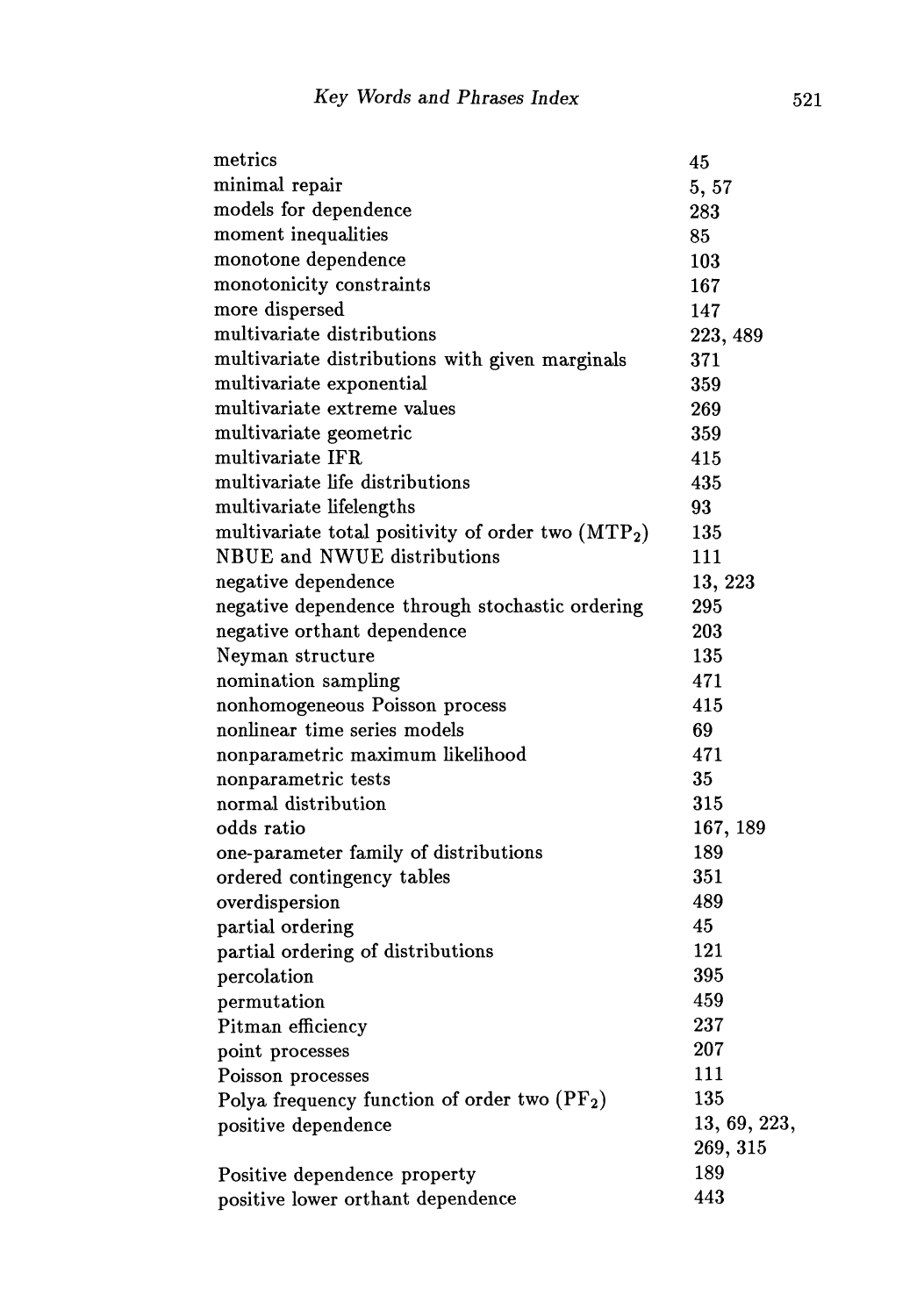| | |
|---|---|
| metrics | 45 |
| minimal repair | 5, 57 |
| models for dependence | 283 |
| moment inequalities | 85 |
| monotone dependence | 103 |
| monotonicity constraints | 167 |
| more dispersed | 147 |
| multivariate distributions | 223, 489 |
| multivariate distributions with given marginals | 371 |
| multivariate exponential | 359 |
| multivariate extreme values | 269 |
| multivariate geometric | 359 |
| multivariate IFR | 415 |
| multivariate life distributions | 435 |
| multivariate lifelengths | 93 |
| multivariate total positivity of order two ($MTP_2$) | 135 |
| NBUE and NWUE distributions | 111 |
| negative dependence | 13, 223 |
| negative dependence through stochastic ordering | 295 |
| negative orthant dependence | 203 |
| Neyman structure | 135 |
| nomination sampling | 471 |
| nonhomogeneous Poisson process | 415 |
| nonlinear time series models | 69 |
| nonparametric maximum likelihood | 471 |
| nonparametric tests | 35 |
| normal distribution | 315 |
| odds ratio | 167, 189 |
| one-parameter family of distributions | 189 |
| ordered contingency tables | 351 |
| overdispersion | 489 |
| partial ordering | 45 |
| partial ordering of distributions | 121 |
| percolation | 395 |
| permutation | 459 |
| Pitman efficiency | 237 |
| point processes | 207 |
| Poisson processes | 111 |
| Polya frequency function of order two ($PF_2$) | 135 |
| positive dependence | 13, 69, 223, 269, 315 |
| Positive dependence property | 189 |
| positive lower orthant dependence | 443 |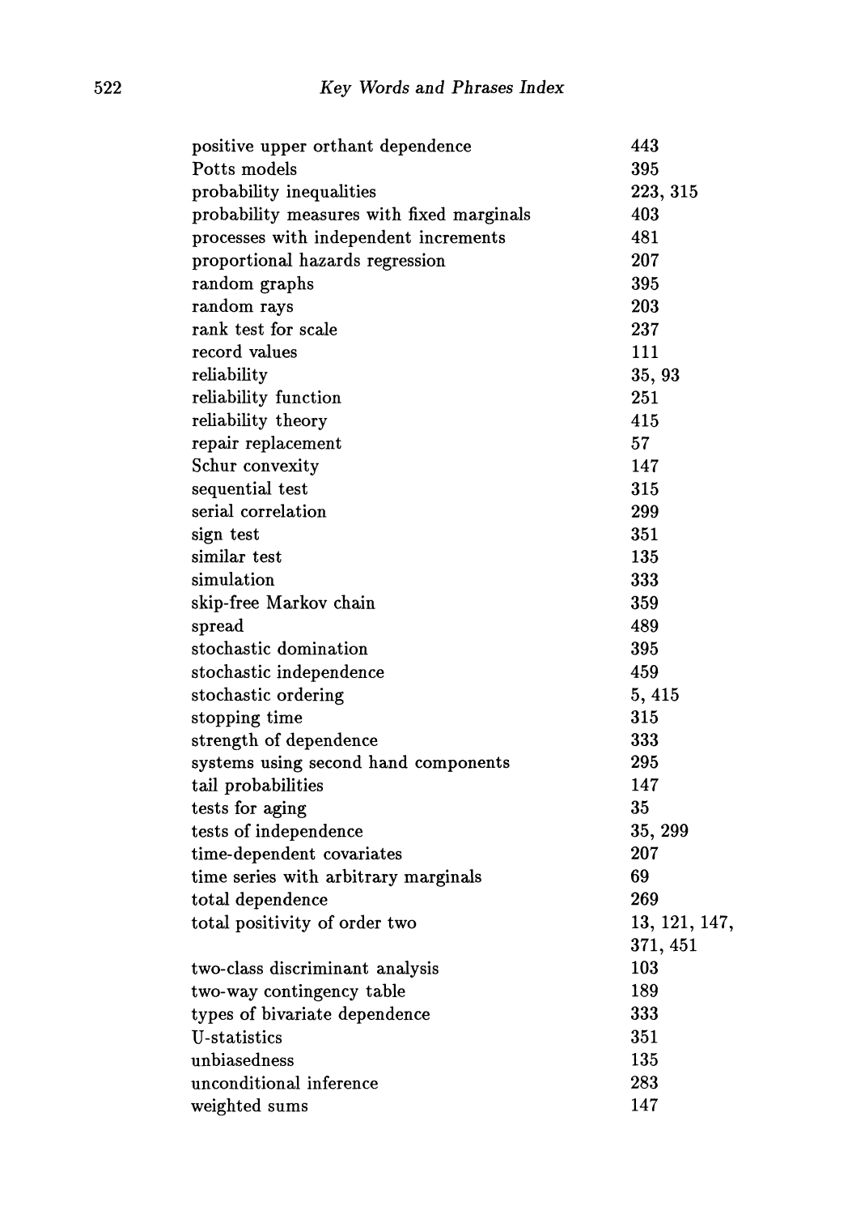| | |
|---|---|
| positive upper orthant dependence | 443 |
| Potts models | 395 |
| probability inequalities | 223, 315 |
| probability measures with fixed marginals | 403 |
| processes with independent increments | 481 |
| proportional hazards regression | 207 |
| random graphs | 395 |
| random rays | 203 |
| rank test for scale | 237 |
| record values | 111 |
| reliability | 35, 93 |
| reliability function | 251 |
| reliability theory | 415 |
| repair replacement | 57 |
| Schur convexity | 147 |
| sequential test | 315 |
| serial correlation | 299 |
| sign test | 351 |
| similar test | 135 |
| simulation | 333 |
| skip-free Markov chain | 359 |
| spread | 489 |
| stochastic domination | 395 |
| stochastic independence | 459 |
| stochastic ordering | 5, 415 |
| stopping time | 315 |
| strength of dependence | 333 |
| systems using second hand components | 295 |
| tail probabilities | 147 |
| tests for aging | 35 |
| tests of independence | 35, 299 |
| time-dependent covariates | 207 |
| time series with arbitrary marginals | 69 |
| total dependence | 269 |
| total positivity of order two | 13, 121, 147, 371, 451 |
| two-class discriminant analysis | 103 |
| two-way contingency table | 189 |
| types of bivariate dependence | 333 |
| U-statistics | 351 |
| unbiasedness | 135 |
| unconditional inference | 283 |
| weighted sums | 147 |